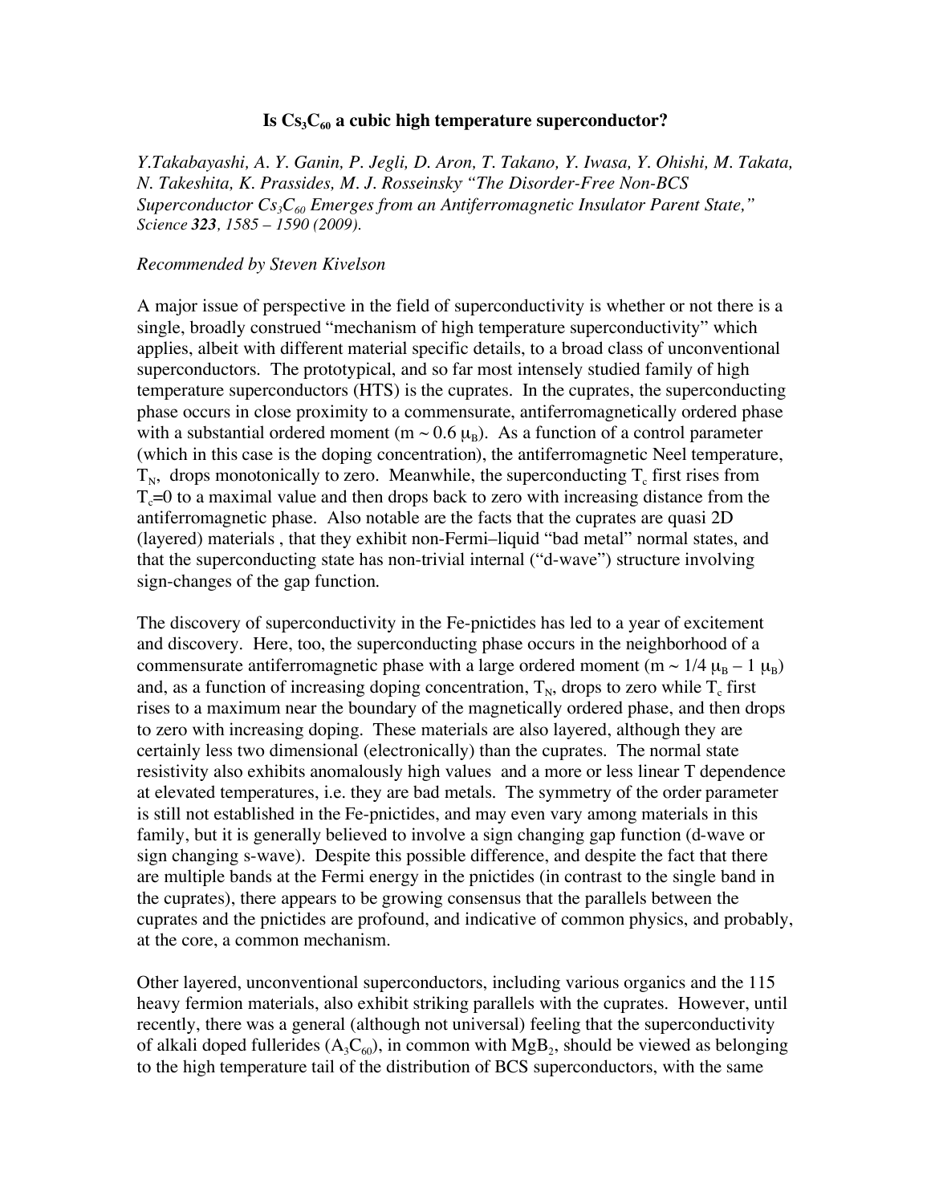# Is $Cs_3C_{60}$ a cubic high temperature superconductor?

*Y.Takabayashi, A. Y. Ganin, P. Jegli, D. Aron, T. Takano, Y. Iwasa, Y. Ohishi, M. Takata, N. Takeshita, K. Prassides, M. J. Rosseinsky "The Disorder-Free Non-BCS Superconductor $Cs_3C_{60}$ Emerges from an Antiferromagnetic Insulator Parent State," Science* ***323****, 1585 – 1590 (2009).*

*Recommended by Steven Kivelson*

A major issue of perspective in the field of superconductivity is whether or not there is a single, broadly construed "mechanism of high temperature superconductivity" which applies, albeit with different material specific details, to a broad class of unconventional superconductors. The prototypical, and so far most intensely studied family of high temperature superconductors (HTS) is the cuprates. In the cuprates, the superconducting phase occurs in close proximity to a commensurate, antiferromagnetically ordered phase with a substantial ordered moment ($m \sim 0.6\ \mu_B$). As a function of a control parameter (which in this case is the doping concentration), the antiferromagnetic Neel temperature, $T_N$, drops monotonically to zero. Meanwhile, the superconducting $T_c$ first rises from $T_c$=0 to a maximal value and then drops back to zero with increasing distance from the antiferromagnetic phase. Also notable are the facts that the cuprates are quasi 2D (layered) materials , that they exhibit non-Fermi–liquid "bad metal" normal states, and that the superconducting state has non-trivial internal ("d-wave") structure involving sign-changes of the gap function.

The discovery of superconductivity in the Fe-pnictides has led to a year of excitement and discovery. Here, too, the superconducting phase occurs in the neighborhood of a commensurate antiferromagnetic phase with a large ordered moment ($m \sim 1/4\ \mu_B - 1\ \mu_B$) and, as a function of increasing doping concentration, $T_N$, drops to zero while $T_c$ first rises to a maximum near the boundary of the magnetically ordered phase, and then drops to zero with increasing doping. These materials are also layered, although they are certainly less two dimensional (electronically) than the cuprates. The normal state resistivity also exhibits anomalously high values and a more or less linear T dependence at elevated temperatures, i.e. they are bad metals. The symmetry of the order parameter is still not established in the Fe-pnictides, and may even vary among materials in this family, but it is generally believed to involve a sign changing gap function (d-wave or sign changing s-wave). Despite this possible difference, and despite the fact that there are multiple bands at the Fermi energy in the pnictides (in contrast to the single band in the cuprates), there appears to be growing consensus that the parallels between the cuprates and the pnictides are profound, and indicative of common physics, and probably, at the core, a common mechanism.

Other layered, unconventional superconductors, including various organics and the 115 heavy fermion materials, also exhibit striking parallels with the cuprates. However, until recently, there was a general (although not universal) feeling that the superconductivity of alkali doped fullerides ($A_3C_{60}$), in common with $MgB_2$, should be viewed as belonging to the high temperature tail of the distribution of BCS superconductors, with the same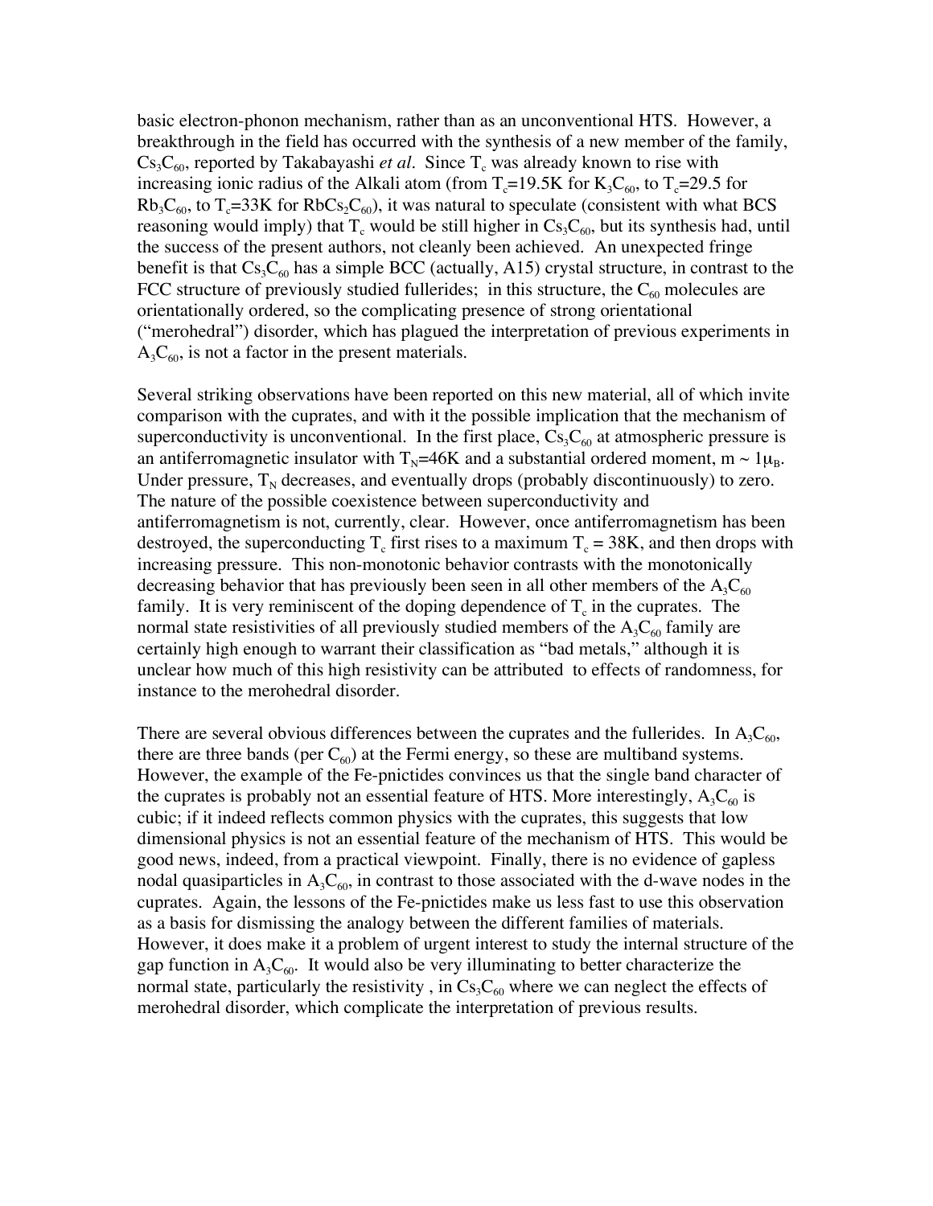basic electron-phonon mechanism, rather than as an unconventional HTS. However, a breakthrough in the field has occurred with the synthesis of a new member of the family, $Cs_3C_{60}$, reported by Takabayashi *et al*. Since $T_c$ was already known to rise with increasing ionic radius of the Alkali atom (from $T_c$=19.5K for $K_3C_{60}$, to $T_c$=29.5 for $Rb_3C_{60}$, to $T_c$=33K for $RbCs_2C_{60}$), it was natural to speculate (consistent with what BCS reasoning would imply) that $T_c$ would be still higher in $Cs_3C_{60}$, but its synthesis had, until the success of the present authors, not cleanly been achieved. An unexpected fringe benefit is that $Cs_3C_{60}$ has a simple BCC (actually, A15) crystal structure, in contrast to the FCC structure of previously studied fullerides; in this structure, the $C_{60}$ molecules are orientationally ordered, so the complicating presence of strong orientational ("merohedral") disorder, which has plagued the interpretation of previous experiments in $A_3C_{60}$, is not a factor in the present materials.

Several striking observations have been reported on this new material, all of which invite comparison with the cuprates, and with it the possible implication that the mechanism of superconductivity is unconventional. In the first place, $Cs_3C_{60}$ at atmospheric pressure is an antiferromagnetic insulator with $T_N$=46K and a substantial ordered moment, $m \sim 1\mu_B$. Under pressure, $T_N$ decreases, and eventually drops (probably discontinuously) to zero. The nature of the possible coexistence between superconductivity and antiferromagnetism is not, currently, clear. However, once antiferromagnetism has been destroyed, the superconducting $T_c$ first rises to a maximum $T_c$ = 38K, and then drops with increasing pressure. This non-monotonic behavior contrasts with the monotonically decreasing behavior that has previously been seen in all other members of the $A_3C_{60}$ family. It is very reminiscent of the doping dependence of $T_c$ in the cuprates. The normal state resistivities of all previously studied members of the $A_3C_{60}$ family are certainly high enough to warrant their classification as "bad metals," although it is unclear how much of this high resistivity can be attributed to effects of randomness, for instance to the merohedral disorder.

There are several obvious differences between the cuprates and the fullerides. In $A_3C_{60}$, there are three bands (per $C_{60}$) at the Fermi energy, so these are multiband systems. However, the example of the Fe-pnictides convinces us that the single band character of the cuprates is probably not an essential feature of HTS. More interestingly, $A_3C_{60}$ is cubic; if it indeed reflects common physics with the cuprates, this suggests that low dimensional physics is not an essential feature of the mechanism of HTS. This would be good news, indeed, from a practical viewpoint. Finally, there is no evidence of gapless nodal quasiparticles in $A_3C_{60}$, in contrast to those associated with the d-wave nodes in the cuprates. Again, the lessons of the Fe-pnictides make us less fast to use this observation as a basis for dismissing the analogy between the different families of materials. However, it does make it a problem of urgent interest to study the internal structure of the gap function in $A_3C_{60}$. It would also be very illuminating to better characterize the normal state, particularly the resistivity , in $Cs_3C_{60}$ where we can neglect the effects of merohedral disorder, which complicate the interpretation of previous results.